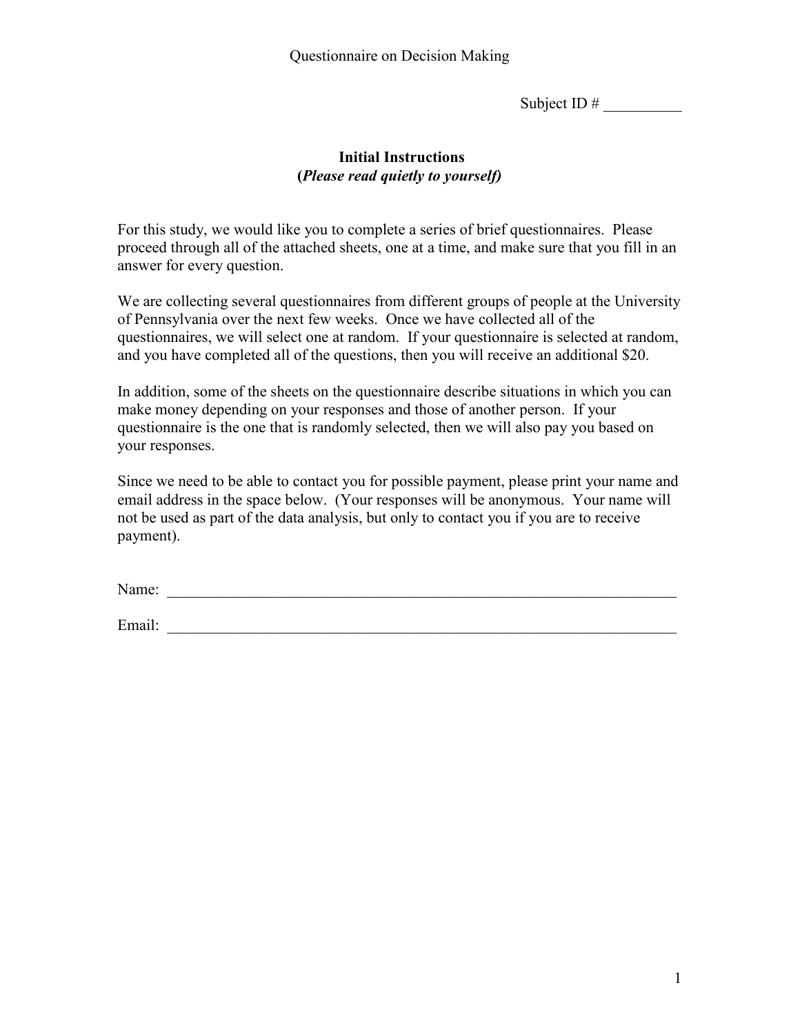# Questionnaire on Decision Making

Subject ID # __________

## Initial Instructions
**(*Please read quietly to yourself*)**

For this study, we would like you to complete a series of brief questionnaires. Please proceed through all of the attached sheets, one at a time, and make sure that you fill in an answer for every question.

We are collecting several questionnaires from different groups of people at the University of Pennsylvania over the next few weeks. Once we have collected all of the questionnaires, we will select one at random. If your questionnaire is selected at random, and you have completed all of the questions, then you will receive an additional $20.

In addition, some of the sheets on the questionnaire describe situations in which you can make money depending on your responses and those of another person. If your questionnaire is the one that is randomly selected, then we will also pay you based on your responses.

Since we need to be able to contact you for possible payment, please print your name and email address in the space below. (Your responses will be anonymous. Your name will not be used as part of the data analysis, but only to contact you if you are to receive payment).

Name: ____________________________________________________________________

Email: ____________________________________________________________________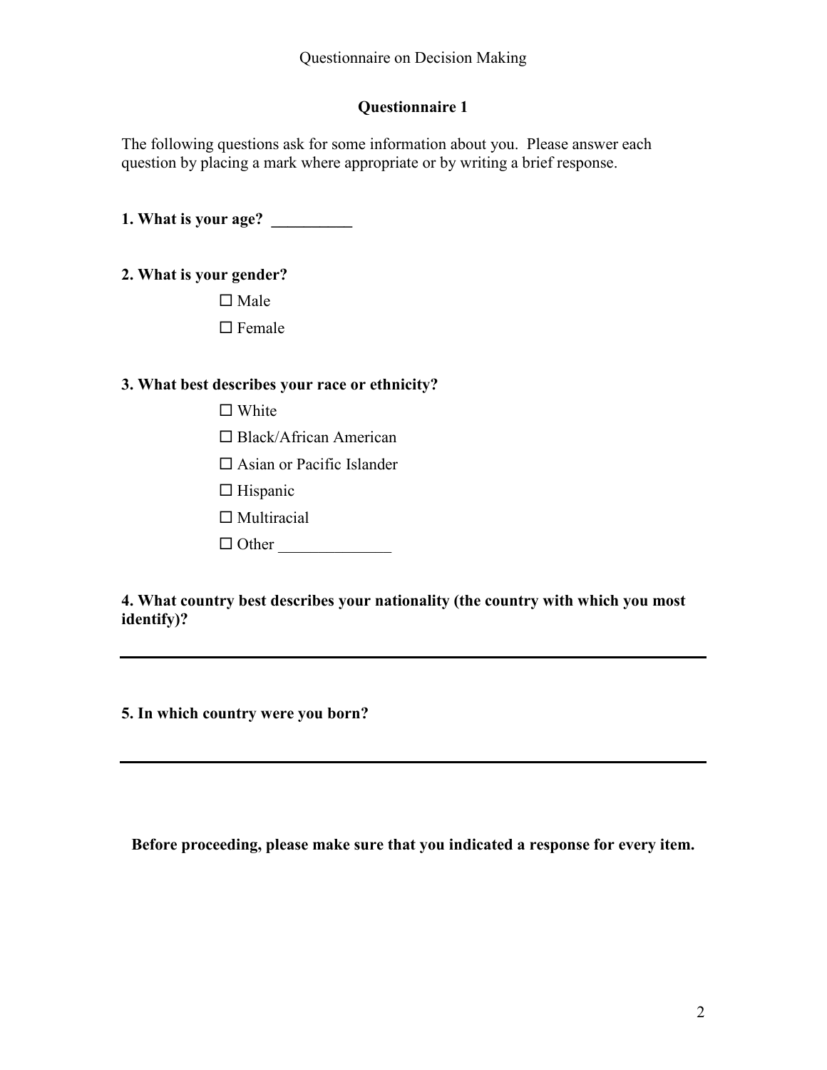Questionnaire on Decision Making

## Questionnaire 1

The following questions ask for some information about you. Please answer each question by placing a mark where appropriate or by writing a brief response.

**1. What is your age? __________**

**2. What is your gender?**

☐ Male

☐ Female

**3. What best describes your race or ethnicity?**

☐ White

☐ Black/African American

☐ Asian or Pacific Islander

☐ Hispanic

☐ Multiracial

☐ Other ______________

**4. What country best describes your nationality (the country with which you most identify)?**

---

**5. In which country were you born?**

---

**Before proceeding, please make sure that you indicated a response for every item.**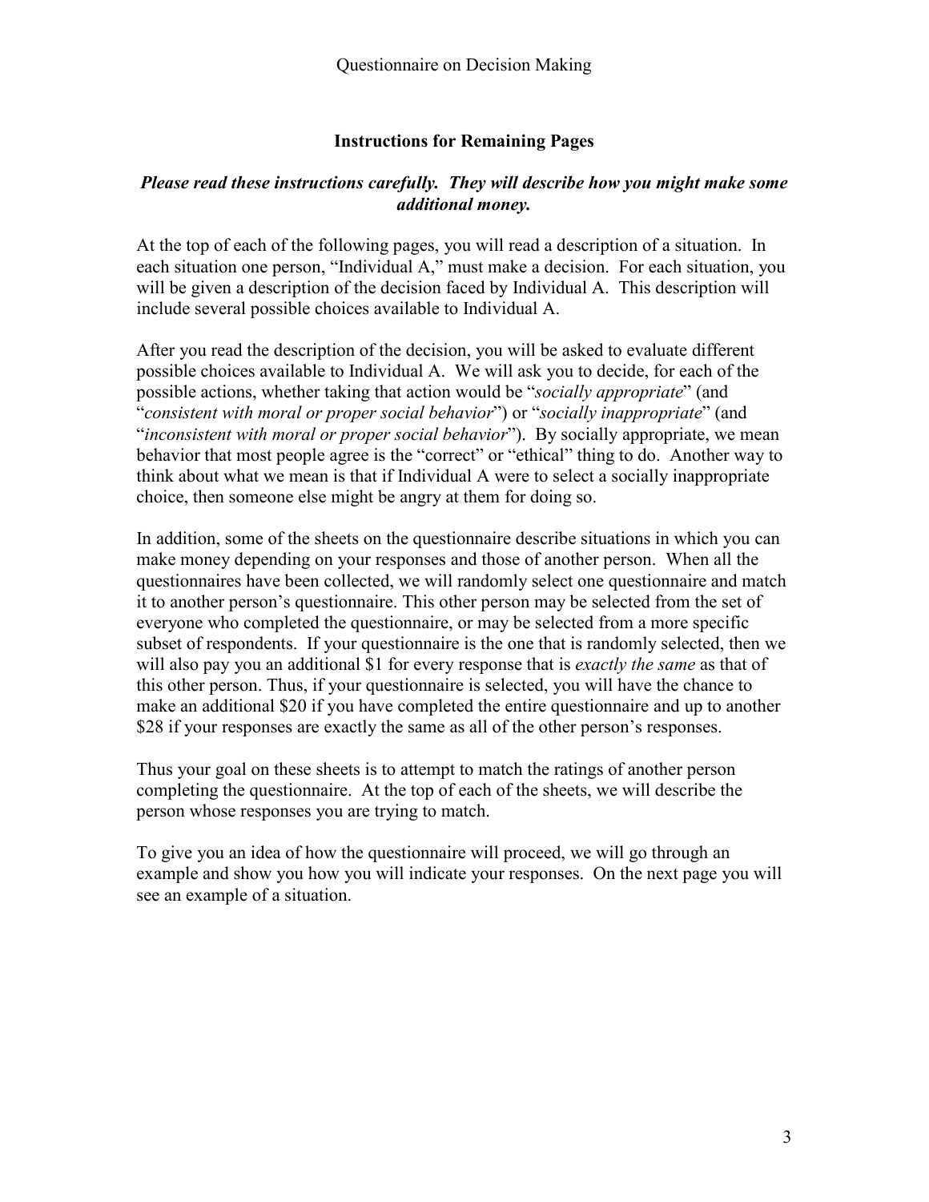Questionnaire on Decision Making

## Instructions for Remaining Pages

***Please read these instructions carefully. They will describe how you might make some additional money.***

At the top of each of the following pages, you will read a description of a situation. In each situation one person, "Individual A," must make a decision. For each situation, you will be given a description of the decision faced by Individual A. This description will include several possible choices available to Individual A.

After you read the description of the decision, you will be asked to evaluate different possible choices available to Individual A. We will ask you to decide, for each of the possible actions, whether taking that action would be "*socially appropriate*" (and "*consistent with moral or proper social behavior*") or "*socially inappropriate*" (and "*inconsistent with moral or proper social behavior*"). By socially appropriate, we mean behavior that most people agree is the "correct" or "ethical" thing to do. Another way to think about what we mean is that if Individual A were to select a socially inappropriate choice, then someone else might be angry at them for doing so.

In addition, some of the sheets on the questionnaire describe situations in which you can make money depending on your responses and those of another person. When all the questionnaires have been collected, we will randomly select one questionnaire and match it to another person's questionnaire. This other person may be selected from the set of everyone who completed the questionnaire, or may be selected from a more specific subset of respondents. If your questionnaire is the one that is randomly selected, then we will also pay you an additional $1 for every response that is *exactly the same* as that of this other person. Thus, if your questionnaire is selected, you will have the chance to make an additional $20 if you have completed the entire questionnaire and up to another $28 if your responses are exactly the same as all of the other person's responses.

Thus your goal on these sheets is to attempt to match the ratings of another person completing the questionnaire. At the top of each of the sheets, we will describe the person whose responses you are trying to match.

To give you an idea of how the questionnaire will proceed, we will go through an example and show you how you will indicate your responses. On the next page you will see an example of a situation.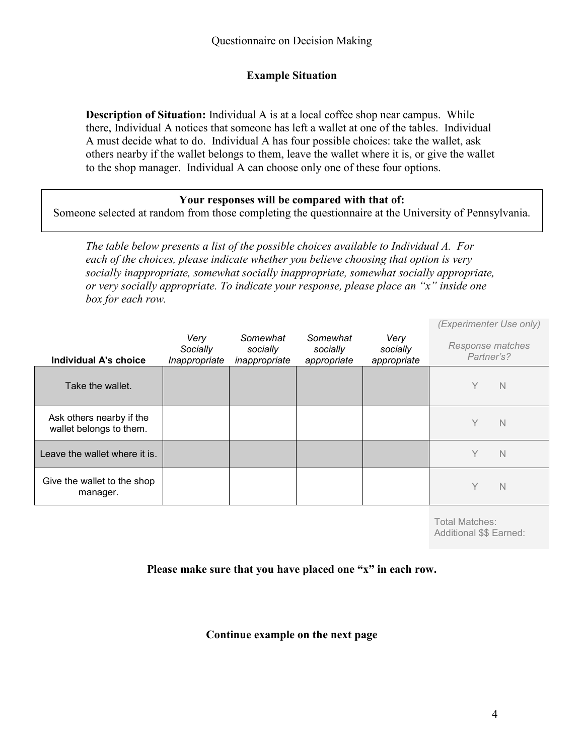Questionnaire on Decision Making

### Example Situation

**Description of Situation:** Individual A is at a local coffee shop near campus. While there, Individual A notices that someone has left a wallet at one of the tables. Individual A must decide what to do. Individual A has four possible choices: take the wallet, ask others nearby if the wallet belongs to them, leave the wallet where it is, or give the wallet to the shop manager. Individual A can choose only one of these four options.

**Your responses will be compared with that of:**
Someone selected at random from those completing the questionnaire at the University of Pennsylvania.

*The table below presents a list of the possible choices available to Individual A. For each of the choices, please indicate whether you believe choosing that option is very socially inappropriate, somewhat socially inappropriate, somewhat socially appropriate, or very socially appropriate. To indicate your response, please place an "x" inside one box for each row.*

| Individual A's choice | *Very Socially Inappropriate* | *Somewhat socially inappropriate* | *Somewhat socially appropriate* | *Very socially appropriate* | *(Experimenter Use only)* *Response matches Partner's?* |
|---|---|---|---|---|---|
| Take the wallet. | | | | | Y N |
| Ask others nearby if the wallet belongs to them. | | | | | Y N |
| Leave the wallet where it is. | | | | | Y N |
| Give the wallet to the shop manager. | | | | | Y N |
| | | | | | Total Matches: Additional $$ Earned: |

**Please make sure that you have placed one "x" in each row.**

**Continue example on the next page**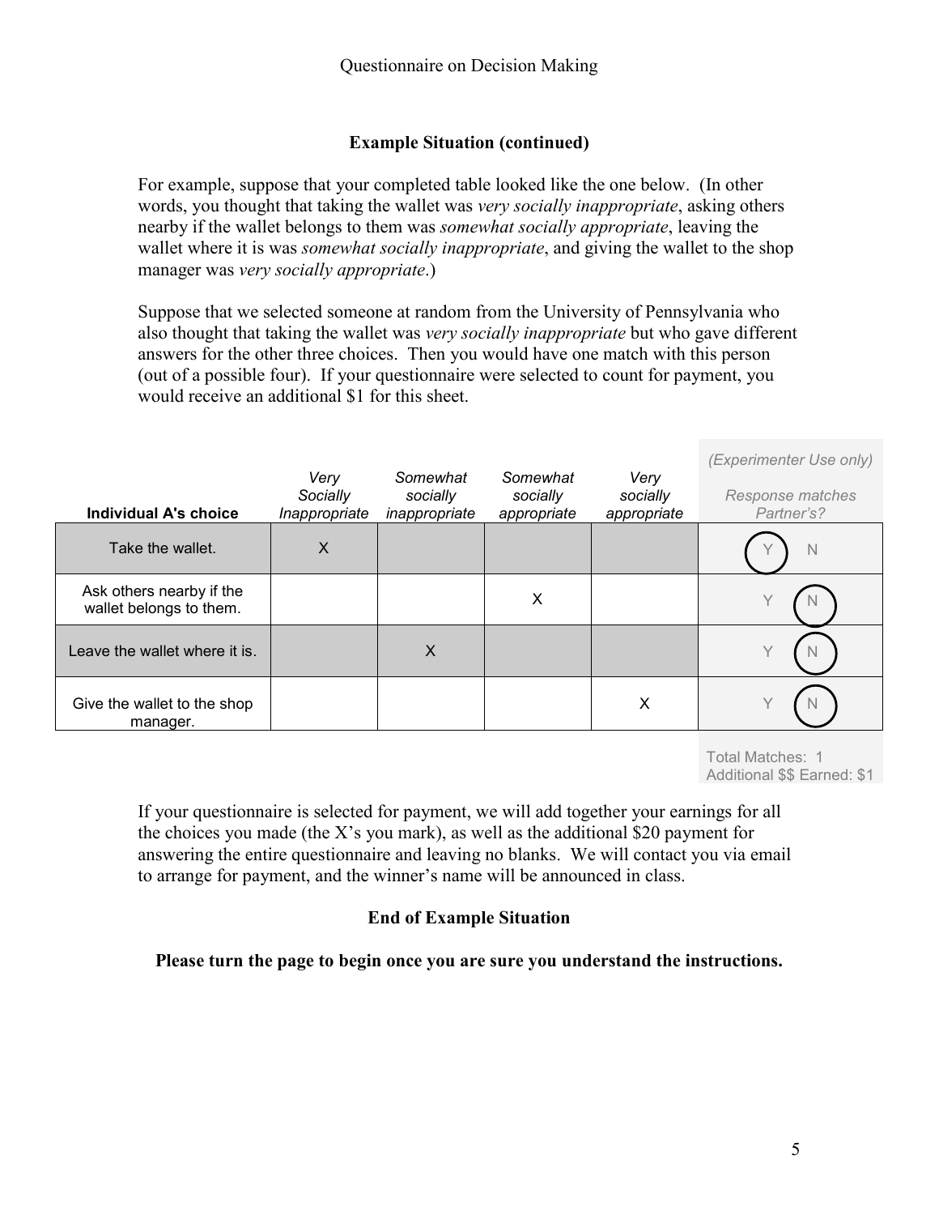Questionnaire on Decision Making

**Example Situation (continued)**

For example, suppose that your completed table looked like the one below. (In other words, you thought that taking the wallet was *very socially inappropriate*, asking others nearby if the wallet belongs to them was *somewhat socially appropriate*, leaving the wallet where it is was *somewhat socially inappropriate*, and giving the wallet to the shop manager was *very socially appropriate*.)

Suppose that we selected someone at random from the University of Pennsylvania who also thought that taking the wallet was *very socially inappropriate* but who gave different answers for the other three choices. Then you would have one match with this person (out of a possible four). If your questionnaire were selected to count for payment, you would receive an additional $1 for this sheet.

| **Individual A's choice** | *Very Socially Inappropriate* | *Somewhat socially inappropriate* | *Somewhat socially appropriate* | *Very socially appropriate* | *(Experimenter Use only)* *Response matches Partner's?* |
|---|---|---|---|---|---|
| Take the wallet. | X | | | | (Y) N |
| Ask others nearby if the wallet belongs to them. | | | X | | Y (N) |
| Leave the wallet where it is. | | X | | | Y (N) |
| Give the wallet to the shop manager. | | | | X | Y (N) |

Total Matches: 1
Additional $$ Earned: $1

If your questionnaire is selected for payment, we will add together your earnings for all the choices you made (the X's you mark), as well as the additional $20 payment for answering the entire questionnaire and leaving no blanks. We will contact you via email to arrange for payment, and the winner's name will be announced in class.

**End of Example Situation**

**Please turn the page to begin once you are sure you understand the instructions.**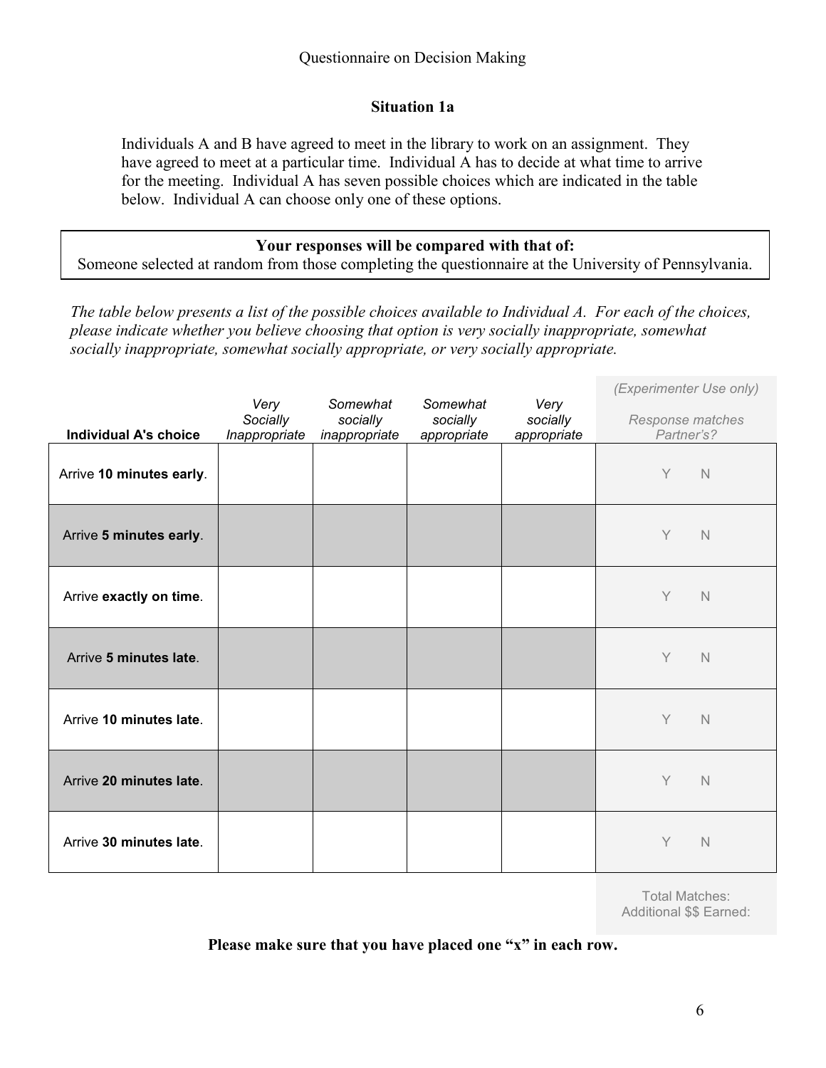Questionnaire on Decision Making

## Situation 1a

Individuals A and B have agreed to meet in the library to work on an assignment. They have agreed to meet at a particular time. Individual A has to decide at what time to arrive for the meeting. Individual A has seven possible choices which are indicated in the table below. Individual A can choose only one of these options.

**Your responses will be compared with that of:**
Someone selected at random from those completing the questionnaire at the University of Pennsylvania.

*The table below presents a list of the possible choices available to Individual A. For each of the choices, please indicate whether you believe choosing that option is very socially inappropriate, somewhat socially inappropriate, somewhat socially appropriate, or very socially appropriate.*

| **Individual A's choice** | *Very Socially Inappropriate* | *Somewhat socially inappropriate* | *Somewhat socially appropriate* | *Very socially appropriate* | *(Experimenter Use only)* *Response matches Partner's?* |
|---|---|---|---|---|---|
| Arrive **10 minutes early**. | | | | | Y N |
| Arrive **5 minutes early**. | | | | | Y N |
| Arrive **exactly on time**. | | | | | Y N |
| Arrive **5 minutes late**. | | | | | Y N |
| Arrive **10 minutes late**. | | | | | Y N |
| Arrive **20 minutes late**. | | | | | Y N |
| Arrive **30 minutes late**. | | | | | Y N |

Total Matches:
Additional $$ Earned:

**Please make sure that you have placed one "x" in each row.**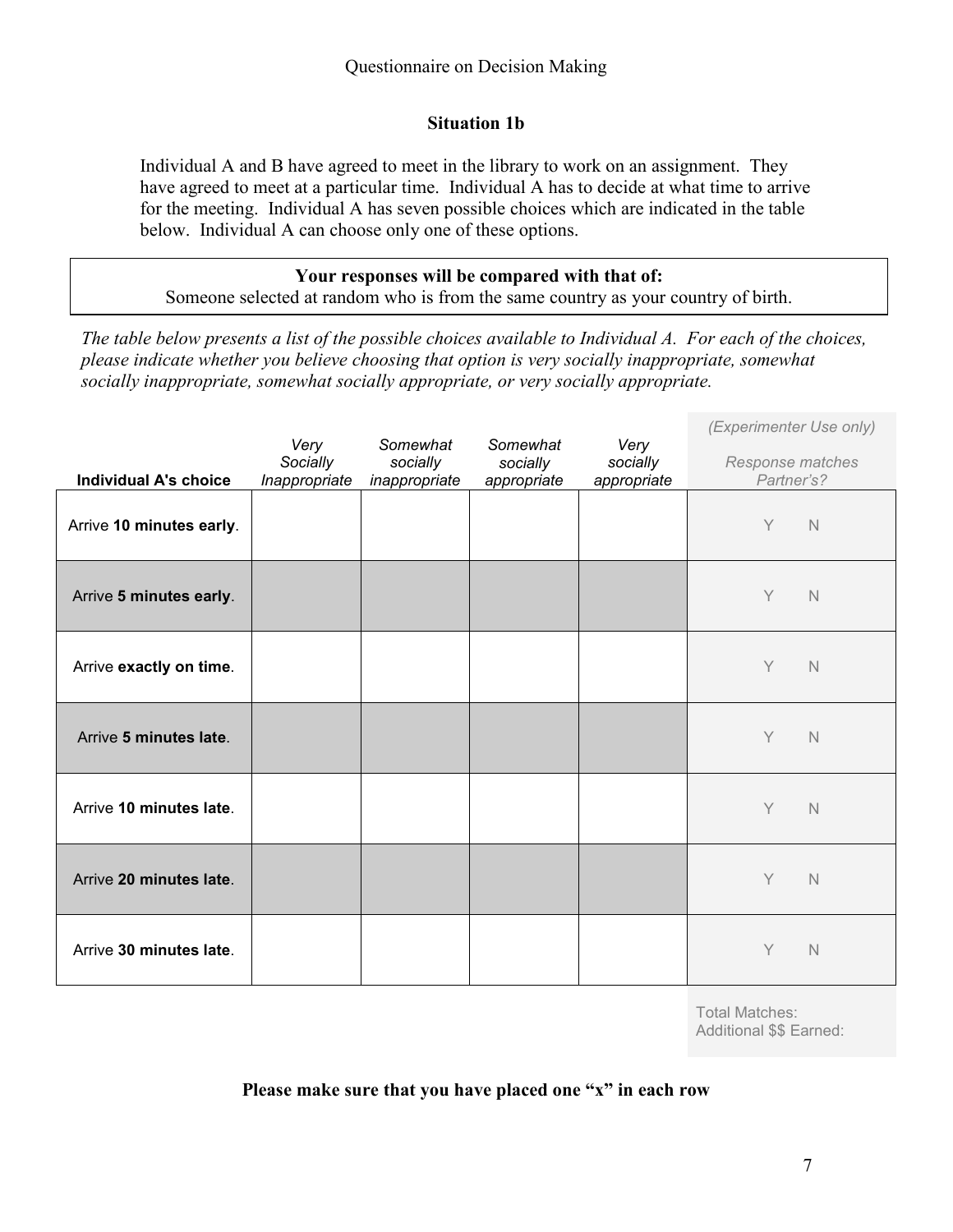Questionnaire on Decision Making

## Situation 1b

Individual A and B have agreed to meet in the library to work on an assignment. They have agreed to meet at a particular time. Individual A has to decide at what time to arrive for the meeting. Individual A has seven possible choices which are indicated in the table below. Individual A can choose only one of these options.

**Your responses will be compared with that of:**
Someone selected at random who is from the same country as your country of birth.

*The table below presents a list of the possible choices available to Individual A. For each of the choices, please indicate whether you believe choosing that option is very socially inappropriate, somewhat socially inappropriate, somewhat socially appropriate, or very socially appropriate.*

| **Individual A's choice** | *Very Socially Inappropriate* | *Somewhat socially inappropriate* | *Somewhat socially appropriate* | *Very socially appropriate* | *(Experimenter Use only)* *Response matches Partner's?* |
|---|---|---|---|---|---|
| Arrive **10 minutes early**. | | | | | Y N |
| Arrive **5 minutes early**. | | | | | Y N |
| Arrive **exactly on time**. | | | | | Y N |
| Arrive **5 minutes late**. | | | | | Y N |
| Arrive **10 minutes late**. | | | | | Y N |
| Arrive **20 minutes late**. | | | | | Y N |
| Arrive **30 minutes late**. | | | | | Y N |

Total Matches:
Additional $$ Earned:

**Please make sure that you have placed one "x" in each row**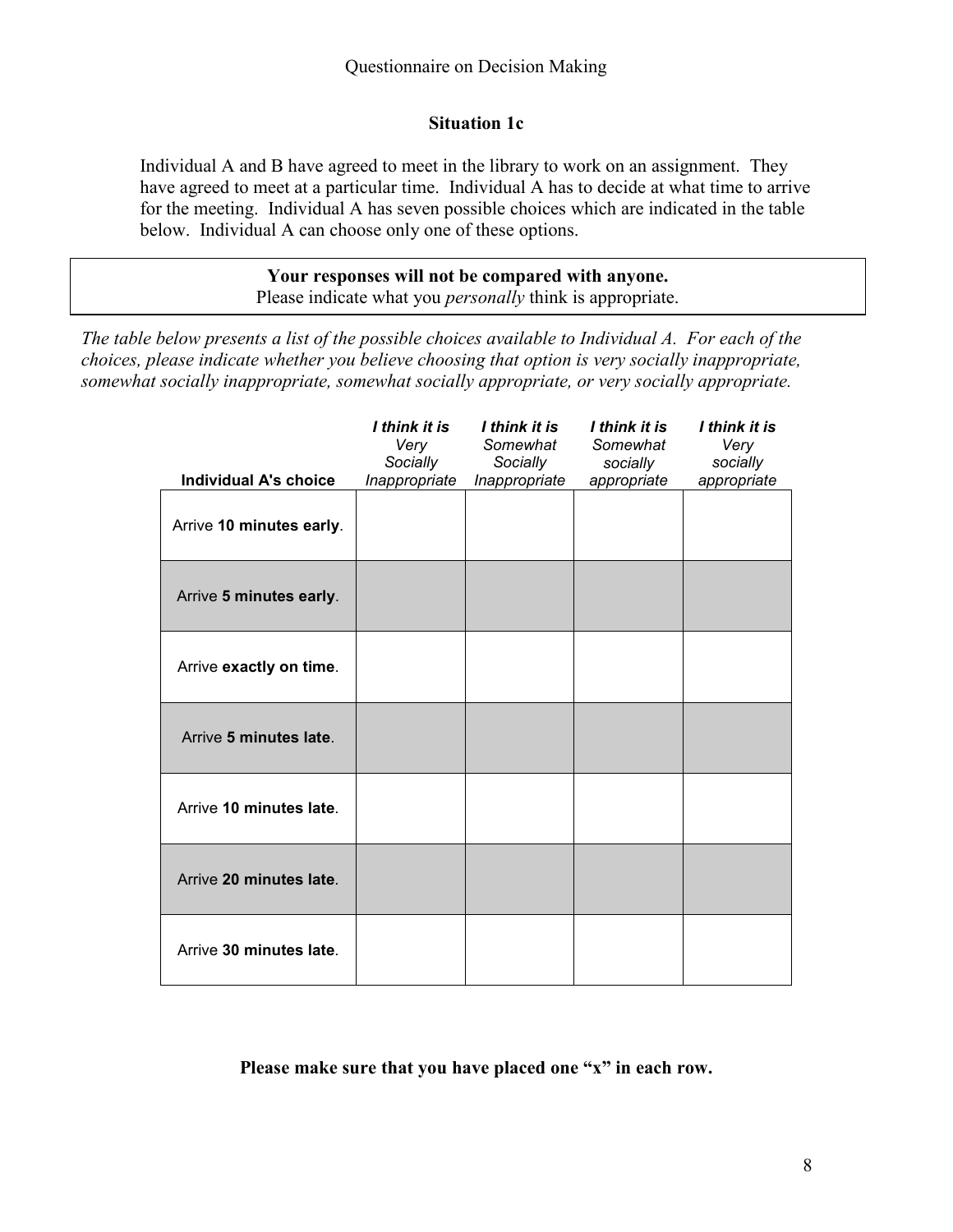Questionnaire on Decision Making

### Situation 1c

Individual A and B have agreed to meet in the library to work on an assignment. They have agreed to meet at a particular time. Individual A has to decide at what time to arrive for the meeting. Individual A has seven possible choices which are indicated in the table below. Individual A can choose only one of these options.

**Your responses will not be compared with anyone.**
Please indicate what you *personally* think is appropriate.

*The table below presents a list of the possible choices available to Individual A. For each of the choices, please indicate whether you believe choosing that option is very socially inappropriate, somewhat socially inappropriate, somewhat socially appropriate, or very socially appropriate.*

| **Individual A's choice** | ***I think it is*** *Very Socially Inappropriate* | ***I think it is*** *Somewhat Socially Inappropriate* | ***I think it is*** *Somewhat socially appropriate* | ***I think it is*** *Very socially appropriate* |
|---|---|---|---|---|
| Arrive **10 minutes early**. | | | | |
| Arrive **5 minutes early**. | | | | |
| Arrive **exactly on time**. | | | | |
| Arrive **5 minutes late**. | | | | |
| Arrive **10 minutes late**. | | | | |
| Arrive **20 minutes late**. | | | | |
| Arrive **30 minutes late**. | | | | |

**Please make sure that you have placed one "x" in each row.**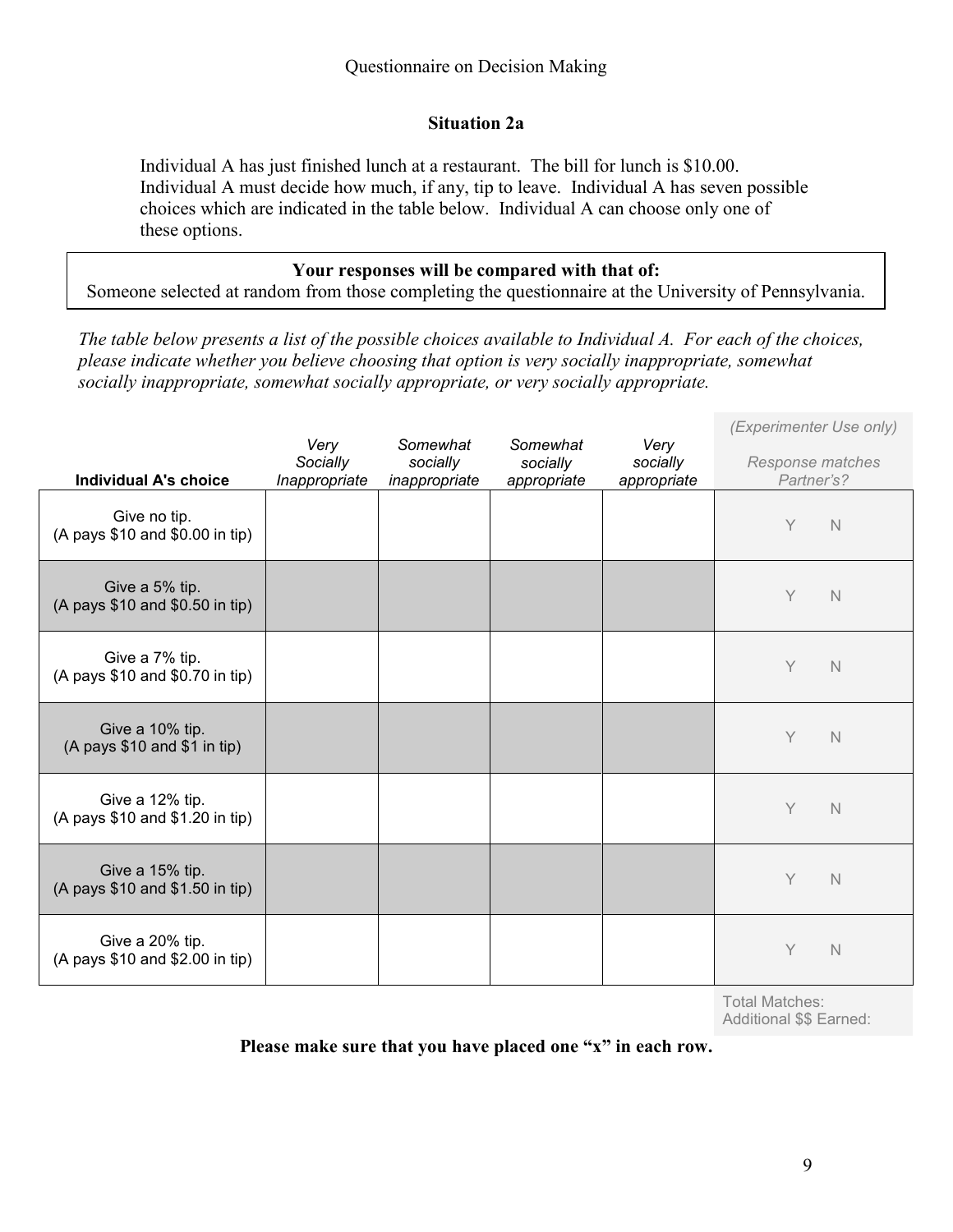Questionnaire on Decision Making

### Situation 2a

Individual A has just finished lunch at a restaurant. The bill for lunch is $10.00. Individual A must decide how much, if any, tip to leave. Individual A has seven possible choices which are indicated in the table below. Individual A can choose only one of these options.

**Your responses will be compared with that of:**
Someone selected at random from those completing the questionnaire at the University of Pennsylvania.

*The table below presents a list of the possible choices available to Individual A. For each of the choices, please indicate whether you believe choosing that option is very socially inappropriate, somewhat socially inappropriate, somewhat socially appropriate, or very socially appropriate.*

| Individual A's choice | *Very Socially Inappropriate* | *Somewhat socially inappropriate* | *Somewhat socially appropriate* | *Very socially appropriate* | *(Experimenter Use only)* *Response matches Partner's?* |
|---|---|---|---|---|---|
| Give no tip. (A pays $10 and $0.00 in tip) | | | | | Y N |
| Give a 5% tip. (A pays $10 and $0.50 in tip) | | | | | Y N |
| Give a 7% tip. (A pays $10 and $0.70 in tip) | | | | | Y N |
| Give a 10% tip. (A pays $10 and $1 in tip) | | | | | Y N |
| Give a 12% tip. (A pays $10 and $1.20 in tip) | | | | | Y N |
| Give a 15% tip. (A pays $10 and $1.50 in tip) | | | | | Y N |
| Give a 20% tip. (A pays $10 and $2.00 in tip) | | | | | Y N |

Total Matches:
Additional $$ Earned:

**Please make sure that you have placed one "x" in each row.**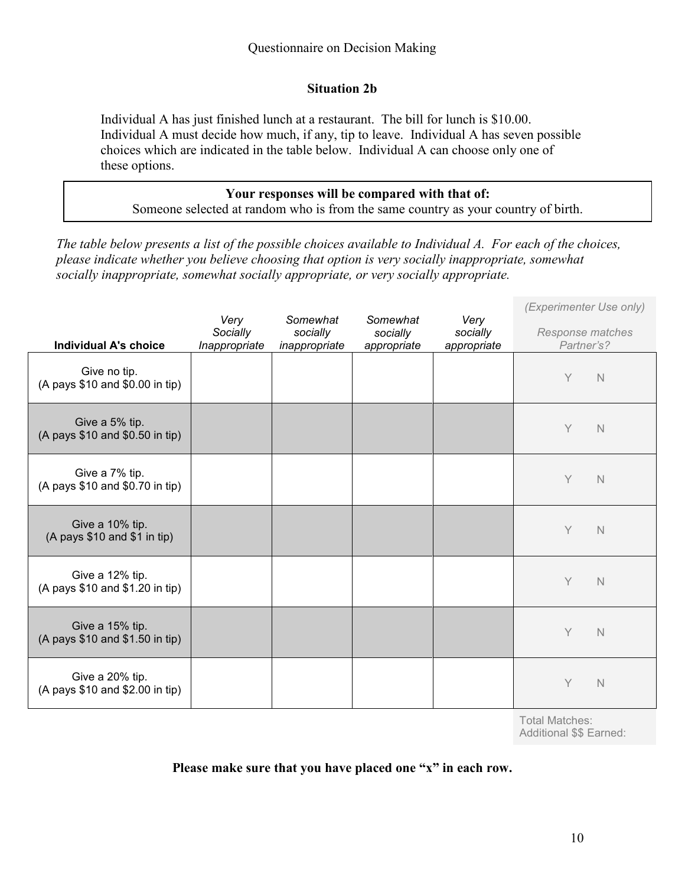Questionnaire on Decision Making

### Situation 2b

Individual A has just finished lunch at a restaurant. The bill for lunch is $10.00. Individual A must decide how much, if any, tip to leave. Individual A has seven possible choices which are indicated in the table below. Individual A can choose only one of these options.

**Your responses will be compared with that of:**
Someone selected at random who is from the same country as your country of birth.

*The table below presents a list of the possible choices available to Individual A. For each of the choices, please indicate whether you believe choosing that option is very socially inappropriate, somewhat socially inappropriate, somewhat socially appropriate, or very socially appropriate.*

| **Individual A's choice** | *Very Socially Inappropriate* | *Somewhat socially inappropriate* | *Somewhat socially appropriate* | *Very socially appropriate* | *(Experimenter Use only)* *Response matches Partner's?* |
|---|---|---|---|---|---|
| Give no tip. (A pays $10 and $0.00 in tip) | | | | | Y N |
| Give a 5% tip. (A pays $10 and $0.50 in tip) | | | | | Y N |
| Give a 7% tip. (A pays $10 and $0.70 in tip) | | | | | Y N |
| Give a 10% tip. (A pays $10 and $1 in tip) | | | | | Y N |
| Give a 12% tip. (A pays $10 and $1.20 in tip) | | | | | Y N |
| Give a 15% tip. (A pays $10 and $1.50 in tip) | | | | | Y N |
| Give a 20% tip. (A pays $10 and $2.00 in tip) | | | | | Y N |
| | | | | | Total Matches: Additional $$ Earned: |

**Please make sure that you have placed one "x" in each row.**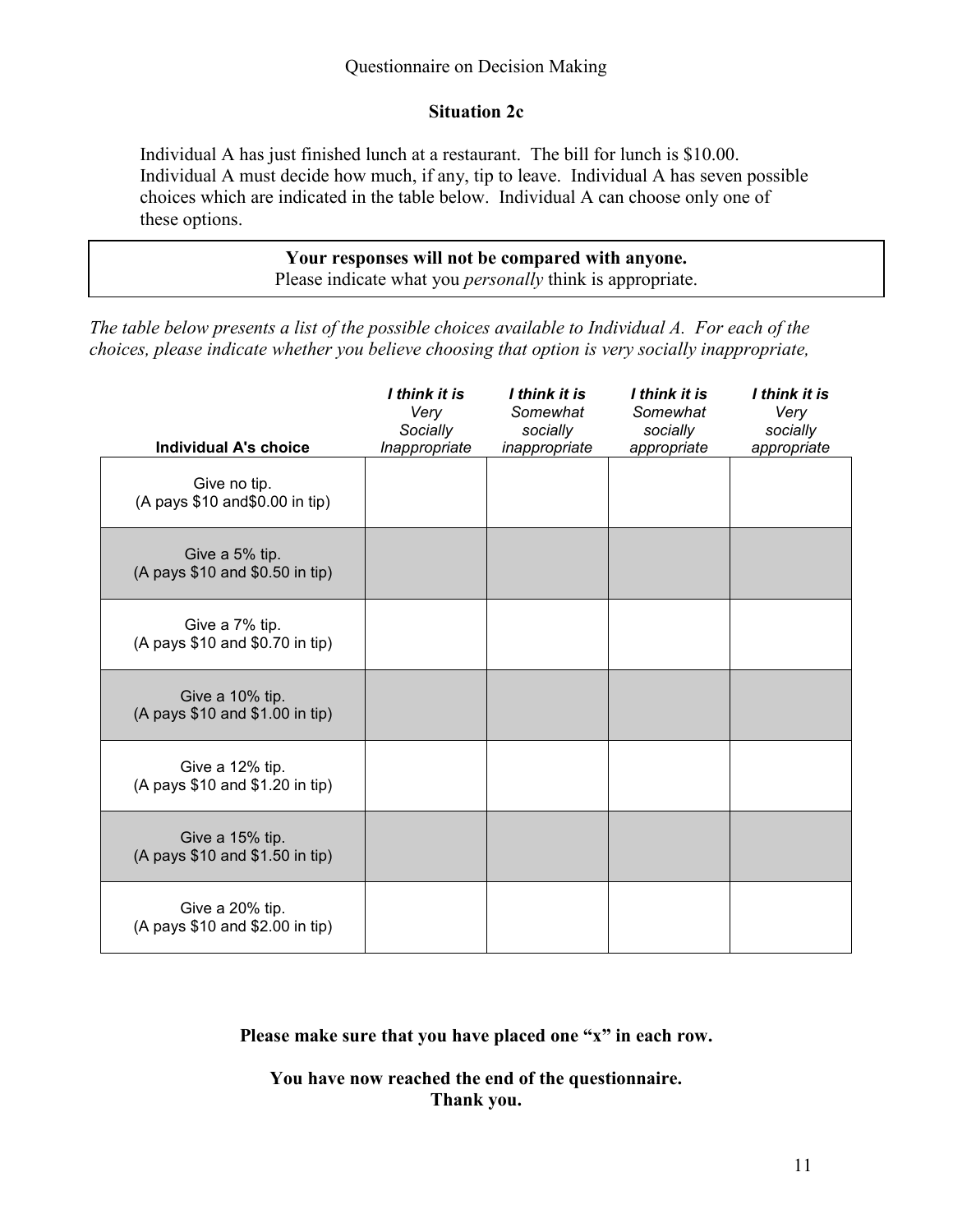Questionnaire on Decision Making

**Situation 2c**

Individual A has just finished lunch at a restaurant. The bill for lunch is $10.00. Individual A must decide how much, if any, tip to leave. Individual A has seven possible choices which are indicated in the table below. Individual A can choose only one of these options.

> **Your responses will not be compared with anyone.**
> Please indicate what you *personally* think is appropriate.

*The table below presents a list of the possible choices available to Individual A. For each of the choices, please indicate whether you believe choosing that option is very socially inappropriate,*

| Individual A's choice | *I think it is Very Socially Inappropriate* | *I think it is Somewhat socially inappropriate* | *I think it is Somewhat socially appropriate* | *I think it is Very socially appropriate* |
|---|---|---|---|---|
| Give no tip. (A pays $10 and$0.00 in tip) | | | | |
| Give a 5% tip. (A pays $10 and $0.50 in tip) | | | | |
| Give a 7% tip. (A pays $10 and $0.70 in tip) | | | | |
| Give a 10% tip. (A pays $10 and $1.00 in tip) | | | | |
| Give a 12% tip. (A pays $10 and $1.20 in tip) | | | | |
| Give a 15% tip. (A pays $10 and $1.50 in tip) | | | | |
| Give a 20% tip. (A pays $10 and $2.00 in tip) | | | | |

**Please make sure that you have placed one "x" in each row.**

**You have now reached the end of the questionnaire.**
**Thank you.**